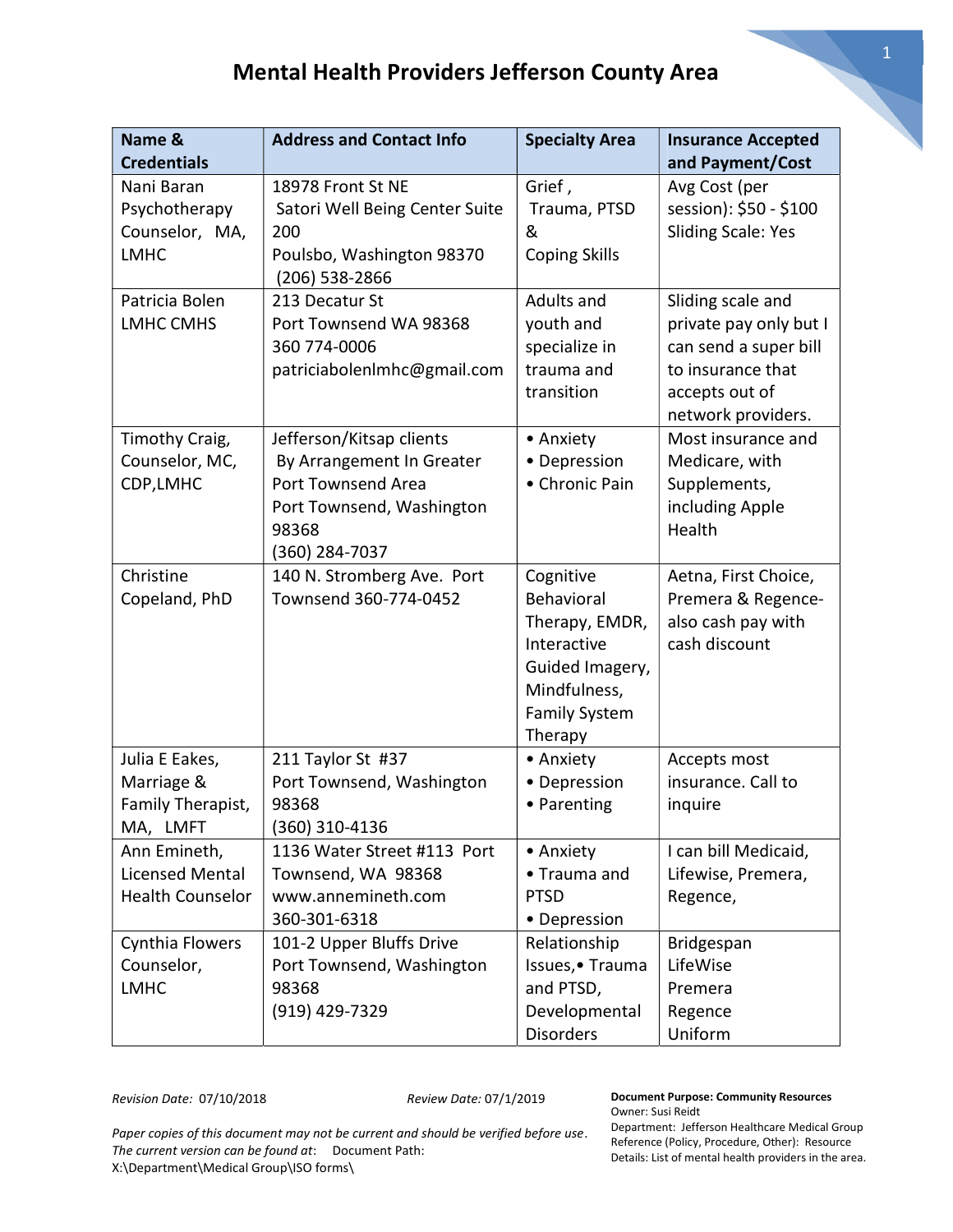# Mental Health Providers Jefferson County Area

| Name & Credentials | Address and Contact Info | Specialty Area | Insurance Accepted and Payment/Cost |
|---|---|---|---|
| Nani Baran Psychotherapy Counselor, MA, LMHC | 18978 Front St NE Satori Well Being Center Suite 200 Poulsbo, Washington 98370 (206) 538-2866 | Grief, Trauma, PTSD & Coping Skills | Avg Cost (per session): $50 - $100 Sliding Scale: Yes |
| Patricia Bolen LMHC CMHS | 213 Decatur St Port Townsend WA 98368 360 774-0006 patriciabolenlmhc@gmail.com | Adults and youth and specialize in trauma and transition | Sliding scale and private pay only but I can send a super bill to insurance that accepts out of network providers. |
| Timothy Craig, Counselor, MC, CDP, LMHC | Jefferson/Kitsap clients By Arrangement In Greater Port Townsend Area Port Townsend, Washington 98368 (360) 284-7037 | • Anxiety • Depression • Chronic Pain | Most insurance and Medicare, with Supplements, including Apple Health |
| Christine Copeland, PhD | 140 N. Stromberg Ave. Port Townsend 360-774-0452 | Cognitive Behavioral Therapy, EMDR, Interactive Guided Imagery, Mindfulness, Family System Therapy | Aetna, First Choice, Premera & Regence- also cash pay with cash discount |
| Julia E Eakes, Marriage & Family Therapist, MA, LMFT | 211 Taylor St #37 Port Townsend, Washington 98368 (360) 310-4136 | • Anxiety • Depression • Parenting | Accepts most insurance. Call to inquire |
| Ann Emineth, Licensed Mental Health Counselor | 1136 Water Street #113 Port Townsend, WA 98368 www.annemineth.com 360-301-6318 | • Anxiety • Trauma and PTSD • Depression | I can bill Medicaid, Lifewise, Premera, Regence, |
| Cynthia Flowers Counselor, LMHC | 101-2 Upper Bluffs Drive Port Townsend, Washington 98368 (919) 429-7329 | Relationship Issues, • Trauma and PTSD, Developmental Disorders | Bridgespan LifeWise Premera Regence Uniform |

*Revision Date:* 07/10/2018 *Review Date:* 07/1/2019

*Paper copies of this document may not be current and should be verified before use. The current version can be found at*: Document Path: X:\Department\Medical Group\ISO forms\

**Document Purpose: Community Resources**
Owner: Susi Reidt
Department: Jefferson Healthcare Medical Group
Reference (Policy, Procedure, Other): Resource
Details: List of mental health providers in the area.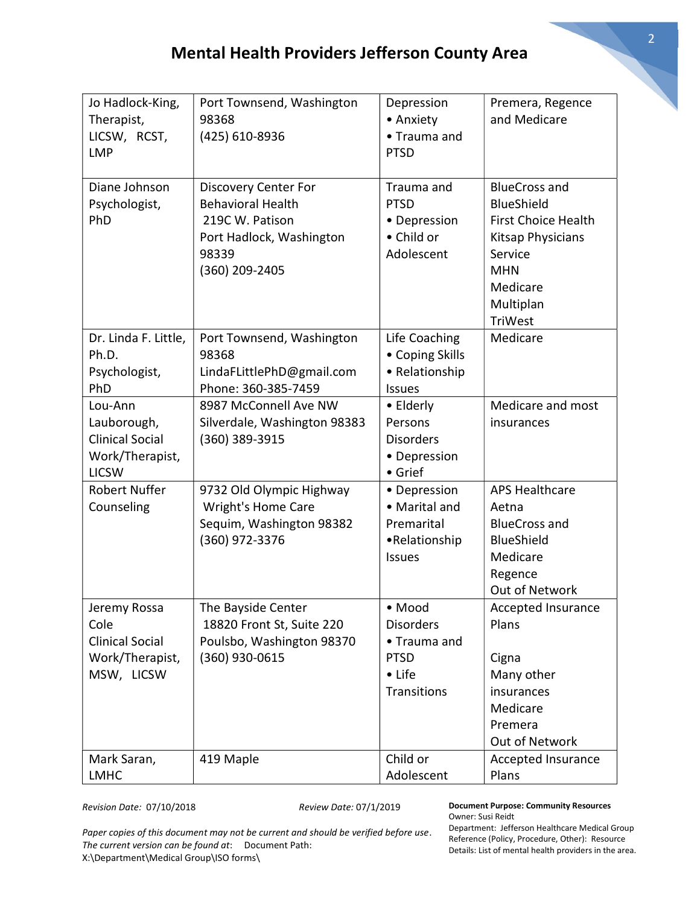# Mental Health Providers Jefferson County Area

| | | | |
|---|---|---|---|
| Jo Hadlock-King, Therapist, LICSW, RCST, LMP | Port Townsend, Washington 98368<br>(425) 610-8936 | Depression<br>• Anxiety<br>• Trauma and PTSD | Premera, Regence and Medicare |
| Diane Johnson Psychologist, PhD | Discovery Center For Behavioral Health<br>219C W. Patison<br>Port Hadlock, Washington 98339<br>(360) 209-2405 | Trauma and PTSD<br>• Depression<br>• Child or Adolescent | BlueCross and BlueShield<br>First Choice Health<br>Kitsap Physicians Service<br>MHN<br>Medicare<br>Multiplan<br>TriWest |
| Dr. Linda F. Little, Ph.D. Psychologist, PhD | Port Townsend, Washington 98368<br>LindaFLittlePhD@gmail.com<br>Phone: 360-385-7459 | Life Coaching<br>• Coping Skills<br>• Relationship Issues | Medicare |
| Lou-Ann Lauborough, Clinical Social Work/Therapist, LICSW | 8987 McConnell Ave NW<br>Silverdale, Washington 98383<br>(360) 389-3915 | • Elderly Persons Disorders<br>• Depression<br>• Grief | Medicare and most insurances |
| Robert Nuffer Counseling | 9732 Old Olympic Highway<br>Wright's Home Care<br>Sequim, Washington 98382<br>(360) 972-3376 | • Depression<br>• Marital and Premarital<br>•Relationship Issues | APS Healthcare<br>Aetna<br>BlueCross and BlueShield<br>Medicare<br>Regence<br>Out of Network |
| Jeremy Rossa Cole Clinical Social Work/Therapist, MSW, LICSW | The Bayside Center<br>18820 Front St, Suite 220<br>Poulsbo, Washington 98370<br>(360) 930-0615 | • Mood Disorders<br>• Trauma and PTSD<br>• Life Transitions | Accepted Insurance Plans<br><br>Cigna<br>Many other insurances<br>Medicare<br>Premera<br>Out of Network |
| Mark Saran, LMHC | 419 Maple | Child or Adolescent | Accepted Insurance Plans |

*Revision Date:* 07/10/2018 *Review Date:* 07/1/2019

*Paper copies of this document may not be current and should be verified before use. The current version can be found at*: Document Path: X:\Department\Medical Group\ISO forms\

**Document Purpose: Community Resources**
Owner: Susi Reidt
Department: Jefferson Healthcare Medical Group
Reference (Policy, Procedure, Other): Resource
Details: List of mental health providers in the area.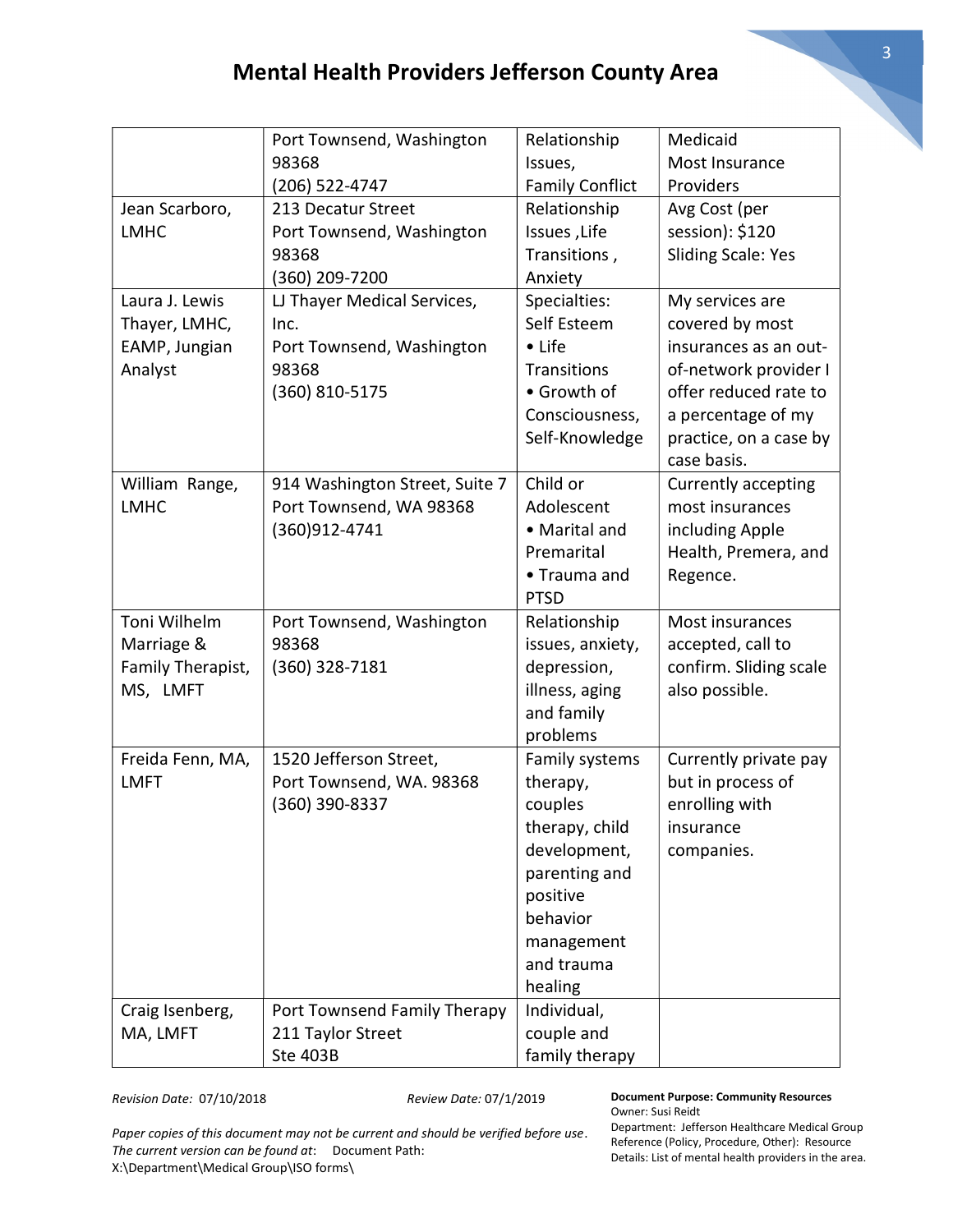# Mental Health Providers Jefferson County Area

| | | | |
|---|---|---|---|
| | Port Townsend, Washington 98368<br>(206) 522-4747 | Relationship Issues,<br>Family Conflict | Medicaid<br>Most Insurance Providers |
| Jean Scarboro, LMHC | 213 Decatur Street<br>Port Townsend, Washington 98368<br>(360) 209-7200 | Relationship Issues ,Life Transitions , Anxiety | Avg Cost (per session): $120<br>Sliding Scale: Yes |
| Laura J. Lewis Thayer, LMHC, EAMP, Jungian Analyst | LJ Thayer Medical Services, Inc.<br>Port Townsend, Washington 98368<br>(360) 810-5175 | Specialties:<br>Self Esteem<br>• Life Transitions<br>• Growth of Consciousness, Self-Knowledge | My services are covered by most insurances as an out-of-network provider I offer reduced rate to a percentage of my practice, on a case by case basis. |
| William Range, LMHC | 914 Washington Street, Suite 7<br>Port Townsend, WA 98368<br>(360)912-4741 | Child or Adolescent<br>• Marital and Premarital<br>• Trauma and PTSD | Currently accepting most insurances including Apple Health, Premera, and Regence. |
| Toni Wilhelm Marriage & Family Therapist, MS, LMFT | Port Townsend, Washington 98368<br>(360) 328-7181 | Relationship issues, anxiety, depression, illness, aging and family problems | Most insurances accepted, call to confirm. Sliding scale also possible. |
| Freida Fenn, MA, LMFT | 1520 Jefferson Street,<br>Port Townsend, WA. 98368<br>(360) 390-8337 | Family systems therapy, couples therapy, child development, parenting and positive behavior management and trauma healing | Currently private pay but in process of enrolling with insurance companies. |
| Craig Isenberg, MA, LMFT | Port Townsend Family Therapy<br>211 Taylor Street<br>Ste 403B | Individual, couple and family therapy | |

*Revision Date:* 07/10/2018 *Review Date:* 07/1/2019

*Paper copies of this document may not be current and should be verified before use. The current version can be found at*: Document Path: X:\Department\Medical Group\ISO forms\

**Document Purpose: Community Resources**
Owner: Susi Reidt
Department: Jefferson Healthcare Medical Group
Reference (Policy, Procedure, Other): Resource
Details: List of mental health providers in the area.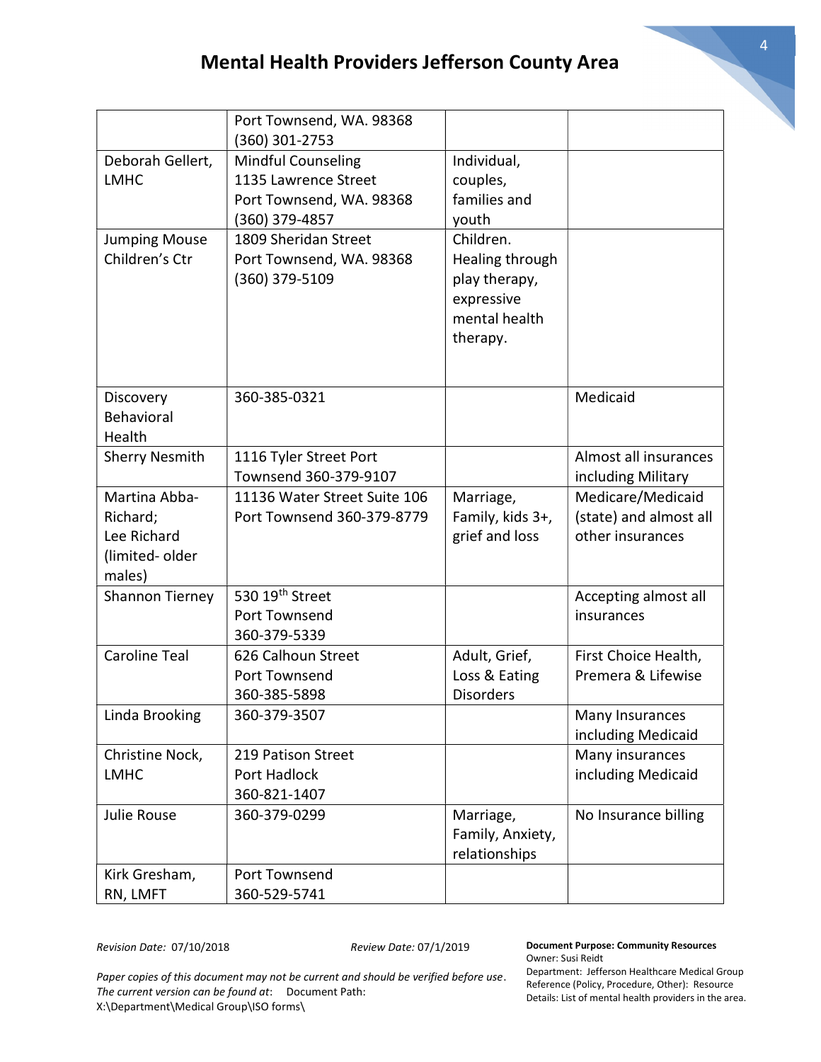# Mental Health Providers Jefferson County Area

| | | | |
|---|---|---|---|
| | Port Townsend, WA. 98368<br>(360) 301-2753 | | |
| Deborah Gellert, LMHC | Mindful Counseling<br>1135 Lawrence Street<br>Port Townsend, WA. 98368<br>(360) 379-4857 | Individual, couples, families and youth | |
| Jumping Mouse Children's Ctr | 1809 Sheridan Street<br>Port Townsend, WA. 98368<br>(360) 379-5109 | Children. Healing through play therapy, expressive mental health therapy. | |
| Discovery Behavioral Health | 360-385-0321 | | Medicaid |
| Sherry Nesmith | 1116 Tyler Street Port Townsend 360-379-9107 | | Almost all insurances including Military |
| Martina Abba-Richard;<br>Lee Richard (limited- older males) | 11136 Water Street Suite 106 Port Townsend 360-379-8779 | Marriage, Family, kids 3+, grief and loss | Medicare/Medicaid (state) and almost all other insurances |
| Shannon Tierney | 530 19th Street<br>Port Townsend<br>360-379-5339 | | Accepting almost all insurances |
| Caroline Teal | 626 Calhoun Street<br>Port Townsend<br>360-385-5898 | Adult, Grief, Loss & Eating Disorders | First Choice Health, Premera & Lifewise |
| Linda Brooking | 360-379-3507 | | Many Insurances including Medicaid |
| Christine Nock, LMHC | 219 Patison Street<br>Port Hadlock<br>360-821-1407 | | Many insurances including Medicaid |
| Julie Rouse | 360-379-0299 | Marriage, Family, Anxiety, relationships | No Insurance billing |
| Kirk Gresham, RN, LMFT | Port Townsend<br>360-529-5741 | | |

*Revision Date:* 07/10/2018 *Review Date:* 07/1/2019

*Paper copies of this document may not be current and should be verified before use. The current version can be found at*: Document Path: X:\Department\Medical Group\ISO forms\

**Document Purpose: Community Resources**
Owner: Susi Reidt
Department: Jefferson Healthcare Medical Group
Reference (Policy, Procedure, Other): Resource
Details: List of mental health providers in the area.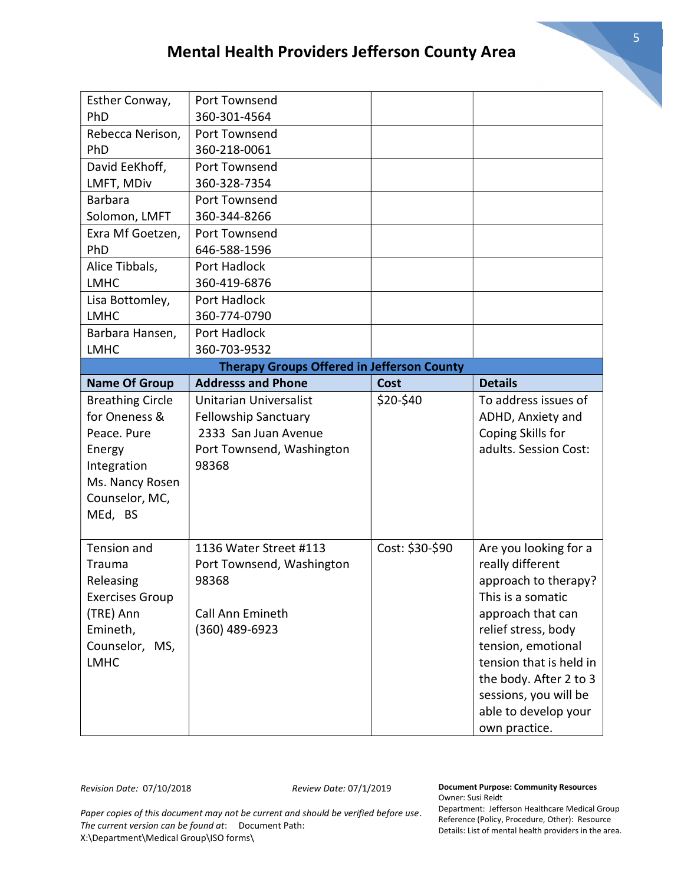# Mental Health Providers Jefferson County Area

| | | | |
|---|---|---|---|
| Esther Conway, PhD | Port Townsend 360-301-4564 | | |
| Rebecca Nerison, PhD | Port Townsend 360-218-0061 | | |
| David EeKhoff, LMFT, MDiv | Port Townsend 360-328-7354 | | |
| Barbara Solomon, LMFT | Port Townsend 360-344-8266 | | |
| Exra Mf Goetzen, PhD | Port Townsend 646-588-1596 | | |
| Alice Tibbals, LMHC | Port Hadlock 360-419-6876 | | |
| Lisa Bottomley, LMHC | Port Hadlock 360-774-0790 | | |
| Barbara Hansen, LMHC | Port Hadlock 360-703-9532 | | |
| **Therapy Groups Offered in Jefferson County** | | | |
| **Name Of Group** | **Addresss and Phone** | **Cost** | **Details** |
| Breathing Circle for Oneness & Peace. Pure Energy Integration Ms. Nancy Rosen Counselor, MC, MEd, BS | Unitarian Universalist Fellowship Sanctuary 2333 San Juan Avenue Port Townsend, Washington 98368 | $20-$40 | To address issues of ADHD, Anxiety and Coping Skills for adults. Session Cost: |
| Tension and Trauma Releasing Exercises Group (TRE) Ann Emineth, Counselor, MS, LMHC | 1136 Water Street #113 Port Townsend, Washington 98368<br><br>Call Ann Emineth (360) 489-6923 | Cost: $30-$90 | Are you looking for a really different approach to therapy? This is a somatic approach that can relief stress, body tension, emotional tension that is held in the body. After 2 to 3 sessions, you will be able to develop your own practice. |

*Revision Date:* 07/10/2018 *Review Date:* 07/1/2019

*Paper copies of this document may not be current and should be verified before use. The current version can be found at*: Document Path: X:\Department\Medical Group\ISO forms\

**Document Purpose: Community Resources**
Owner: Susi Reidt
Department: Jefferson Healthcare Medical Group
Reference (Policy, Procedure, Other): Resource
Details: List of mental health providers in the area.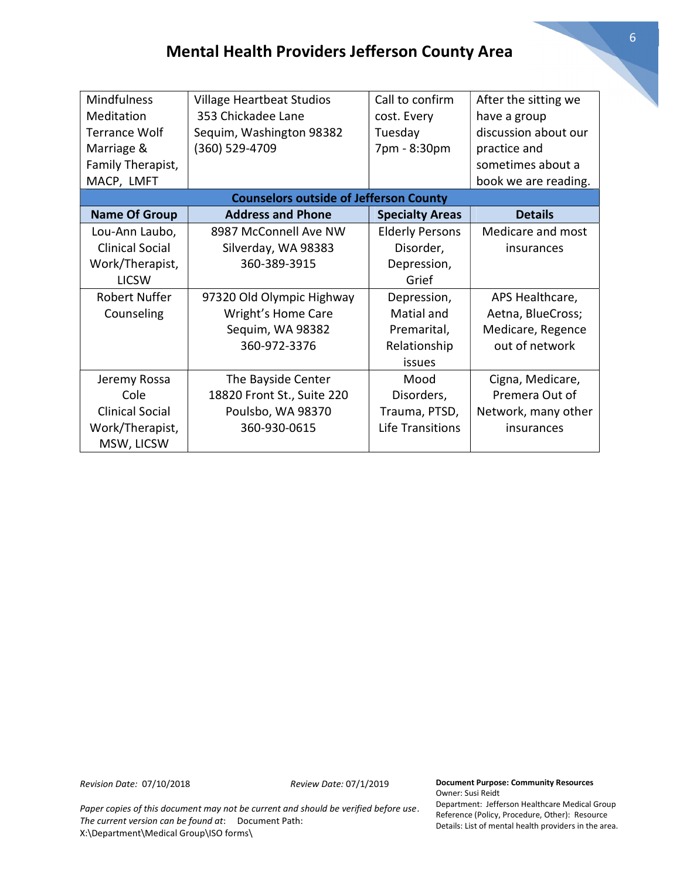# Mental Health Providers Jefferson County Area

| | | | |
|---|---|---|---|
| Mindfulness Meditation Terrance Wolf Marriage & Family Therapist, MACP, LMFT | Village Heartbeat Studios 353 Chickadee Lane Sequim, Washington 98382 (360) 529-4709 | Call to confirm cost. Every Tuesday 7pm - 8:30pm | After the sitting we have a group discussion about our practice and sometimes about a book we are reading. |
| **Counselors outside of Jefferson County** | | | |
| **Name Of Group** | **Address and Phone** | **Specialty Areas** | **Details** |
| Lou-Ann Laubo, Clinical Social Work/Therapist, LICSW | 8987 McConnell Ave NW Silverday, WA 98383 360-389-3915 | Elderly Persons Disorder, Depression, Grief | Medicare and most insurances |
| Robert Nuffer Counseling | 97320 Old Olympic Highway Wright's Home Care Sequim, WA 98382 360-972-3376 | Depression, Matial and Premarital, Relationship issues | APS Healthcare, Aetna, BlueCross; Medicare, Regence out of network |
| Jeremy Rossa Cole Clinical Social Work/Therapist, MSW, LICSW | The Bayside Center 18820 Front St., Suite 220 Poulsbo, WA 98370 360-930-0615 | Mood Disorders, Trauma, PTSD, Life Transitions | Cigna, Medicare, Premera Out of Network, many other insurances |

*Revision Date:* 07/10/2018 *Review Date:* 07/1/2019

*Paper copies of this document may not be current and should be verified before use. The current version can be found at*: Document Path: X:\Department\Medical Group\ISO forms\

**Document Purpose: Community Resources**
Owner: Susi Reidt
Department: Jefferson Healthcare Medical Group
Reference (Policy, Procedure, Other): Resource
Details: List of mental health providers in the area.